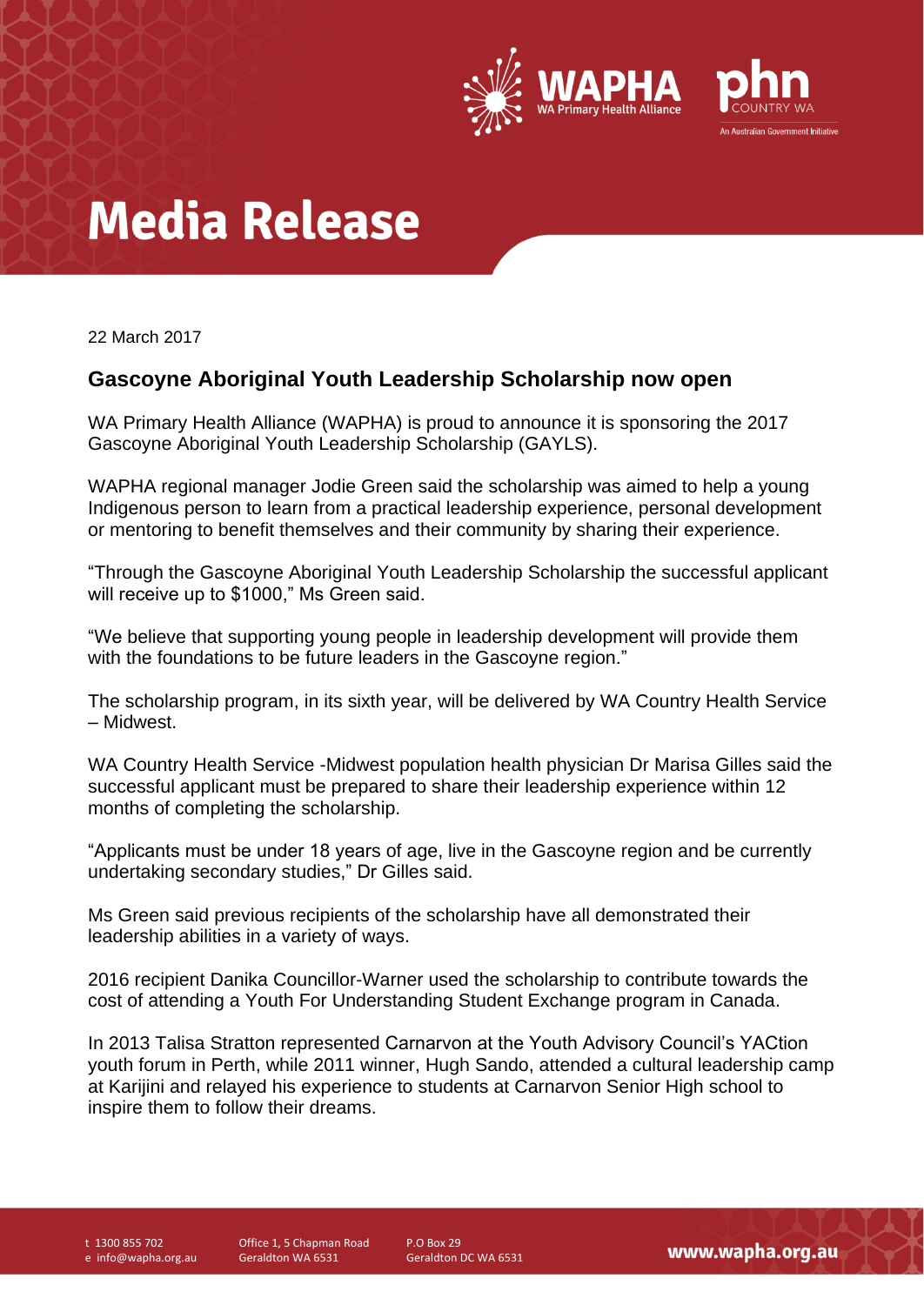# Media Release

22 March 2017

## Gascoyne Aboriginal Youth Leadership Scholarship now open

WA Primary Health Alliance (WAPHA) is proud to announce it is sponsoring the 2017 Gascoyne Aboriginal Youth Leadership Scholarship (GAYLS).

WAPHA regional manager Jodie Green said the scholarship was aimed to help a young Indigenous person to learn from a practical leadership experience, personal development or mentoring to benefit themselves and their community by sharing their experience.

"Through the Gascoyne Aboriginal Youth Leadership Scholarship the successful applicant will receive up to $1000," Ms Green said.

"We believe that supporting young people in leadership development will provide them with the foundations to be future leaders in the Gascoyne region."

The scholarship program, in its sixth year, will be delivered by WA Country Health Service – Midwest.

WA Country Health Service -Midwest population health physician Dr Marisa Gilles said the successful applicant must be prepared to share their leadership experience within 12 months of completing the scholarship.

"Applicants must be under 18 years of age, live in the Gascoyne region and be currently undertaking secondary studies," Dr Gilles said.

Ms Green said previous recipients of the scholarship have all demonstrated their leadership abilities in a variety of ways.

2016 recipient Danika Councillor-Warner used the scholarship to contribute towards the cost of attending a Youth For Understanding Student Exchange program in Canada.

In 2013 Talisa Stratton represented Carnarvon at the Youth Advisory Council's YACtion youth forum in Perth, while 2011 winner, Hugh Sando, attended a cultural leadership camp at Karijini and relayed his experience to students at Carnarvon Senior High school to inspire them to follow their dreams.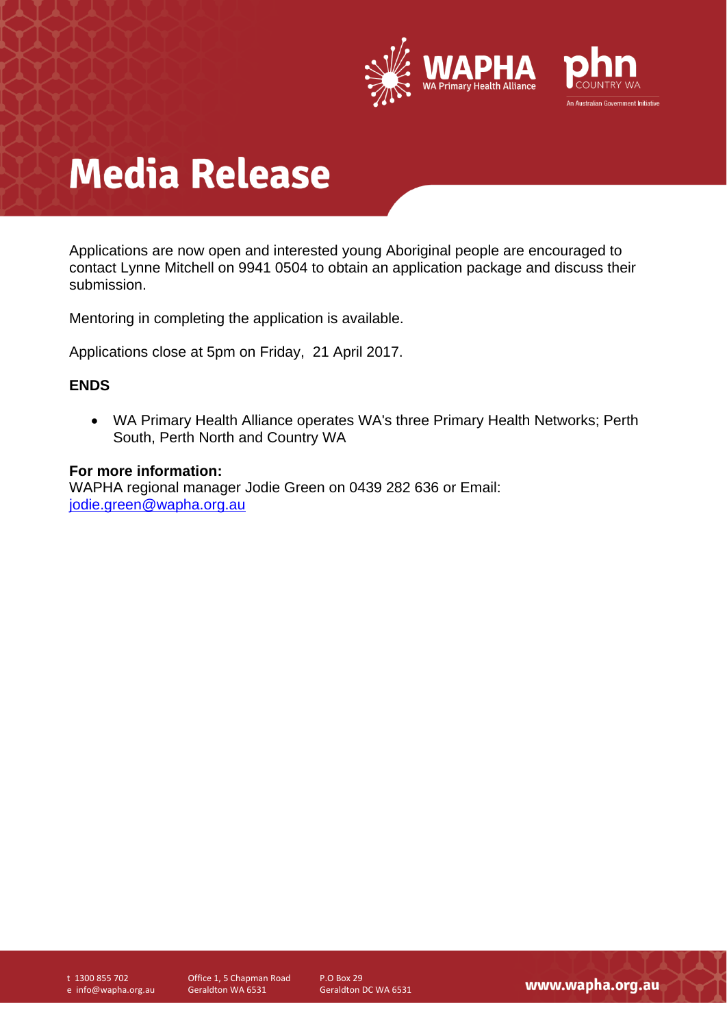# Media Release

Applications are now open and interested young Aboriginal people are encouraged to contact Lynne Mitchell on 9941 0504 to obtain an application package and discuss their submission.

Mentoring in completing the application is available.

Applications close at 5pm on Friday, 21 April 2017.

**ENDS**

- WA Primary Health Alliance operates WA's three Primary Health Networks; Perth South, Perth North and Country WA

**For more information:**
WAPHA regional manager Jodie Green on 0439 282 636 or Email: jodie.green@wapha.org.au

t 1300 855 702
e info@wapha.org.au

Office 1, 5 Chapman Road
Geraldton WA 6531

P.O Box 29
Geraldton DC WA 6531

www.wapha.org.au